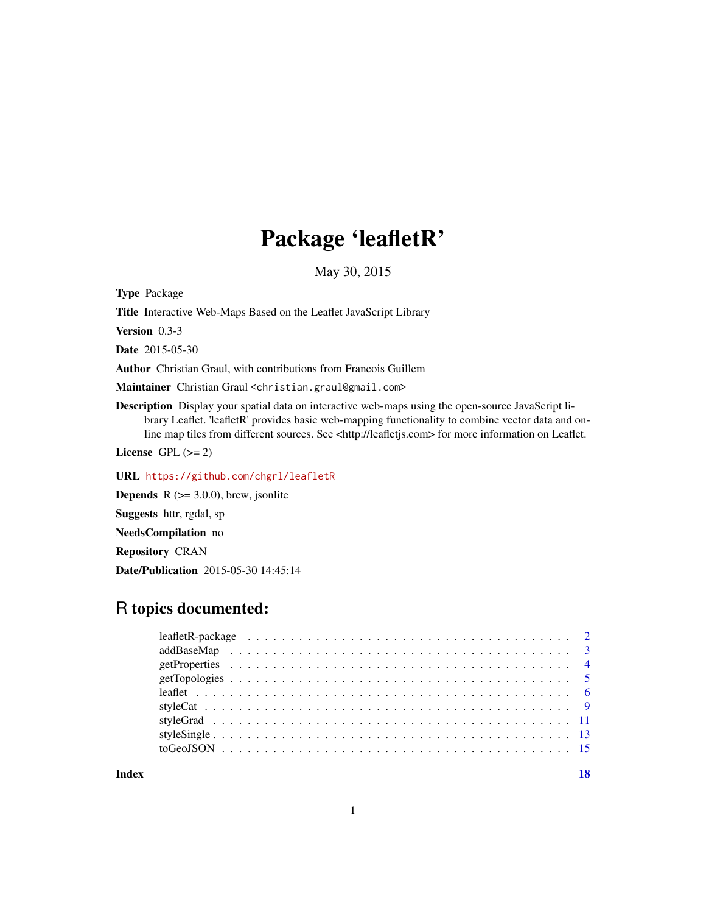# Package 'leafletR'

May 30, 2015

**Type** Package

**Title** Interactive Web-Maps Based on the Leaflet JavaScript Library

**Version** 0.3-3

**Date** 2015-05-30

**Author** Christian Graul, with contributions from Francois Guillem

**Maintainer** Christian Graul <christian.graul@gmail.com>

**Description** Display your spatial data on interactive web-maps using the open-source JavaScript library Leaflet. 'leafletR' provides basic web-mapping functionality to combine vector data and online map tiles from different sources. See <http://leafletjs.com> for more information on Leaflet.

**License** GPL (>= 2)

**URL** https://github.com/chgrl/leafletR

**Depends** R (>= 3.0.0), brew, jsonlite

**Suggests** httr, rgdal, sp

**NeedsCompilation** no

**Repository** CRAN

**Date/Publication** 2015-05-30 14:45:14

## R topics documented:

| | |
|---|---|
| leafletR-package | 2 |
| addBaseMap | 3 |
| getProperties | 4 |
| getTopologies | 5 |
| leaflet | 6 |
| styleCat | 9 |
| styleGrad | 11 |
| styleSingle | 13 |
| toGeoJSON | 15 |
| **Index** | **18** |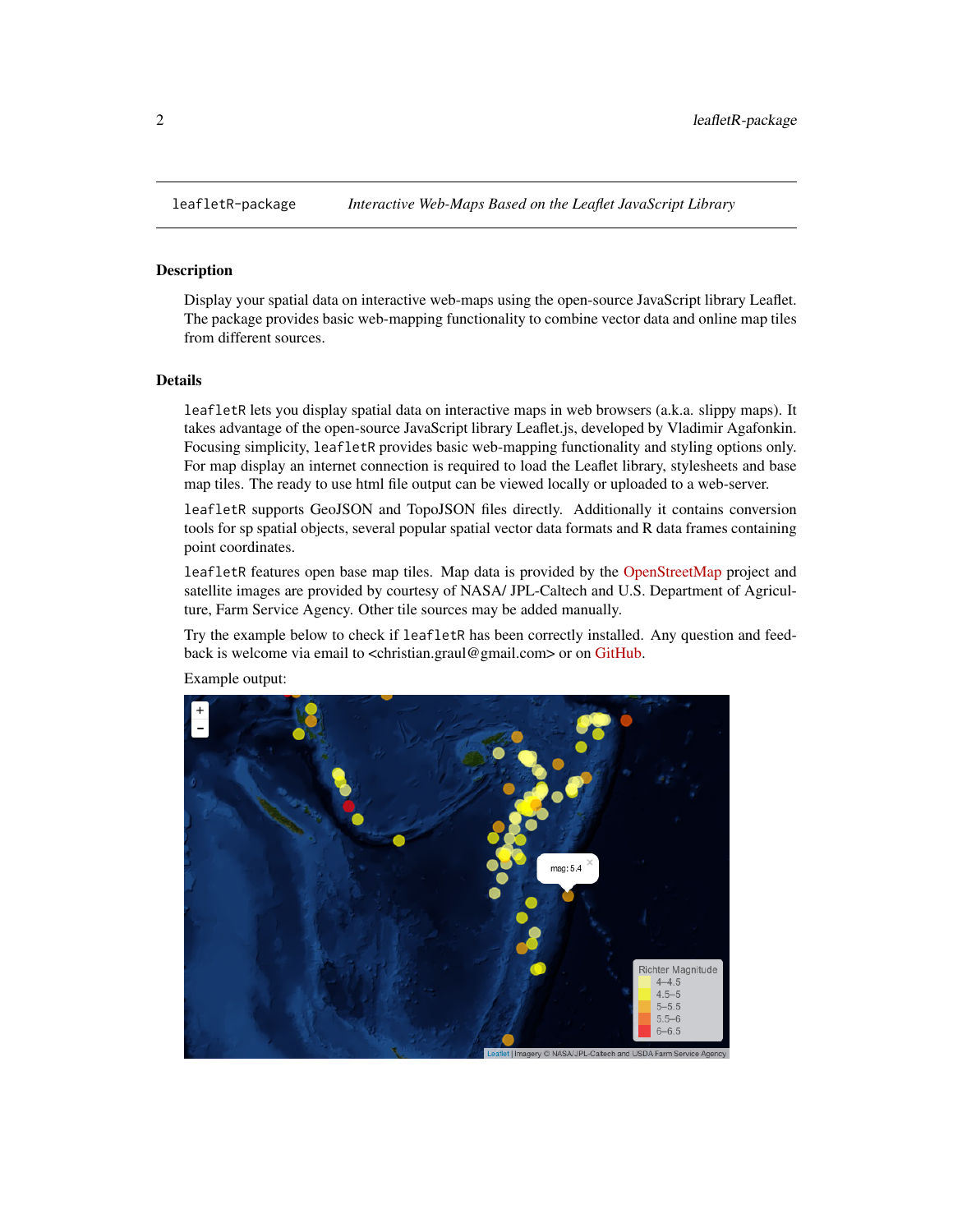leafletR-package *Interactive Web-Maps Based on the Leaflet JavaScript Library*

## Description

Display your spatial data on interactive web-maps using the open-source JavaScript library Leaflet. The package provides basic web-mapping functionality to combine vector data and online map tiles from different sources.

## Details

`leafletR` lets you display spatial data on interactive maps in web browsers (a.k.a. slippy maps). It takes advantage of the open-source JavaScript library Leaflet.js, developed by Vladimir Agafonkin. Focusing simplicity, `leafletR` provides basic web-mapping functionality and styling options only. For map display an internet connection is required to load the Leaflet library, stylesheets and base map tiles. The ready to use html file output can be viewed locally or uploaded to a web-server.

`leafletR` supports GeoJSON and TopoJSON files directly. Additionally it contains conversion tools for sp spatial objects, several popular spatial vector data formats and R data frames containing point coordinates.

`leafletR` features open base map tiles. Map data is provided by the OpenStreetMap project and satellite images are provided by courtesy of NASA/ JPL-Caltech and U.S. Department of Agriculture, Farm Service Agency. Other tile sources may be added manually.

Try the example below to check if `leafletR` has been correctly installed. Any question and feedback is welcome via email to <christian.graul@gmail.com> or on GitHub.

Example output: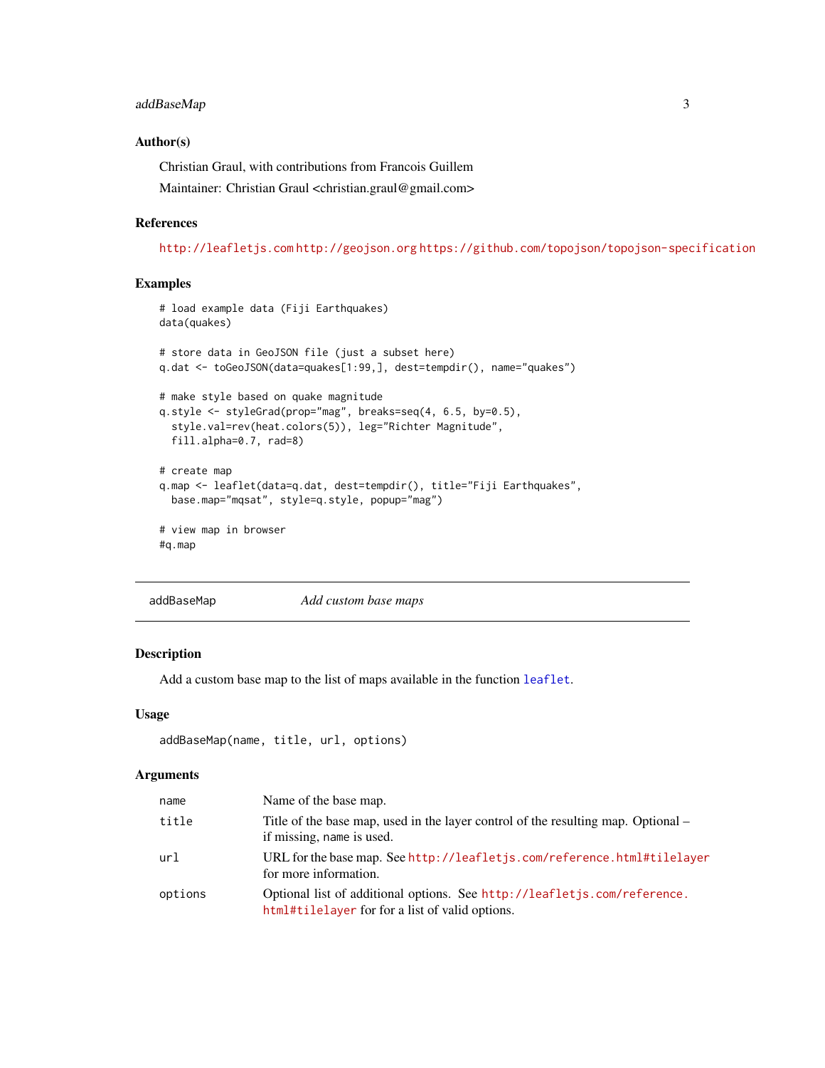### Author(s)

Christian Graul, with contributions from Francois Guillem

Maintainer: Christian Graul <christian.graul@gmail.com>

### References

http://leafletjs.com http://geojson.org https://github.com/topojson/topojson-specification

### Examples

```
# load example data (Fiji Earthquakes)
data(quakes)

# store data in GeoJSON file (just a subset here)
q.dat <- toGeoJSON(data=quakes[1:99,], dest=tempdir(), name="quakes")

# make style based on quake magnitude
q.style <- styleGrad(prop="mag", breaks=seq(4, 6.5, by=0.5),
  style.val=rev(heat.colors(5)), leg="Richter Magnitude",
  fill.alpha=0.7, rad=8)

# create map
q.map <- leaflet(data=q.dat, dest=tempdir(), title="Fiji Earthquakes",
  base.map="mqsat", style=q.style, popup="mag")

# view map in browser
#q.map
```

---

## addBaseMap — *Add custom base maps*

### Description

Add a custom base map to the list of maps available in the function `leaflet`.

### Usage

```
addBaseMap(name, title, url, options)
```

### Arguments

| | |
|---|---|
| `name` | Name of the base map. |
| `title` | Title of the base map, used in the layer control of the resulting map. Optional – if missing, `name` is used. |
| `url` | URL for the base map. See http://leafletjs.com/reference.html#tilelayer for more information. |
| `options` | Optional list of additional options. See http://leafletjs.com/reference.html#tilelayer for for a list of valid options. |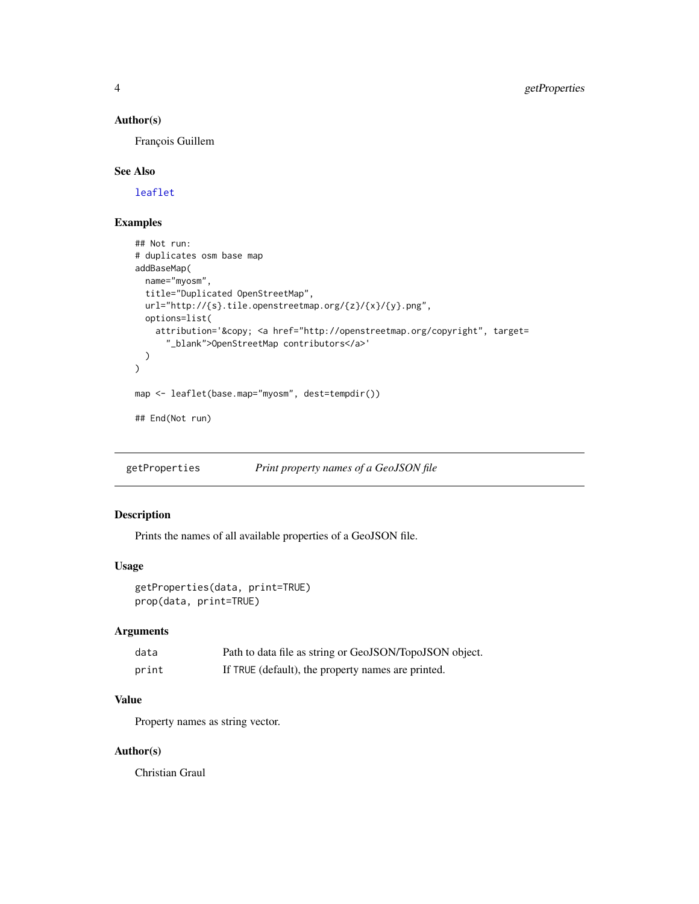### Author(s)

François Guillem

### See Also

leaflet

### Examples

```
## Not run:
# duplicates osm base map
addBaseMap(
  name="myosm",
  title="Duplicated OpenStreetMap",
  url="http://{s}.tile.openstreetmap.org/{z}/{x}/{y}.png",
  options=list(
    attribution='&copy; <a href="http://openstreetmap.org/copyright", target=
      "_blank">OpenStreetMap contributors</a>'
  )
)

map <- leaflet(base.map="myosm", dest=tempdir())

## End(Not run)
```

---

## getProperties — *Print property names of a GeoJSON file*

### Description

Prints the names of all available properties of a GeoJSON file.

### Usage

```
getProperties(data, print=TRUE)
prop(data, print=TRUE)
```

### Arguments

| | |
|---|---|
| `data` | Path to data file as string or GeoJSON/TopoJSON object. |
| `print` | If TRUE (default), the property names are printed. |

### Value

Property names as string vector.

### Author(s)

Christian Graul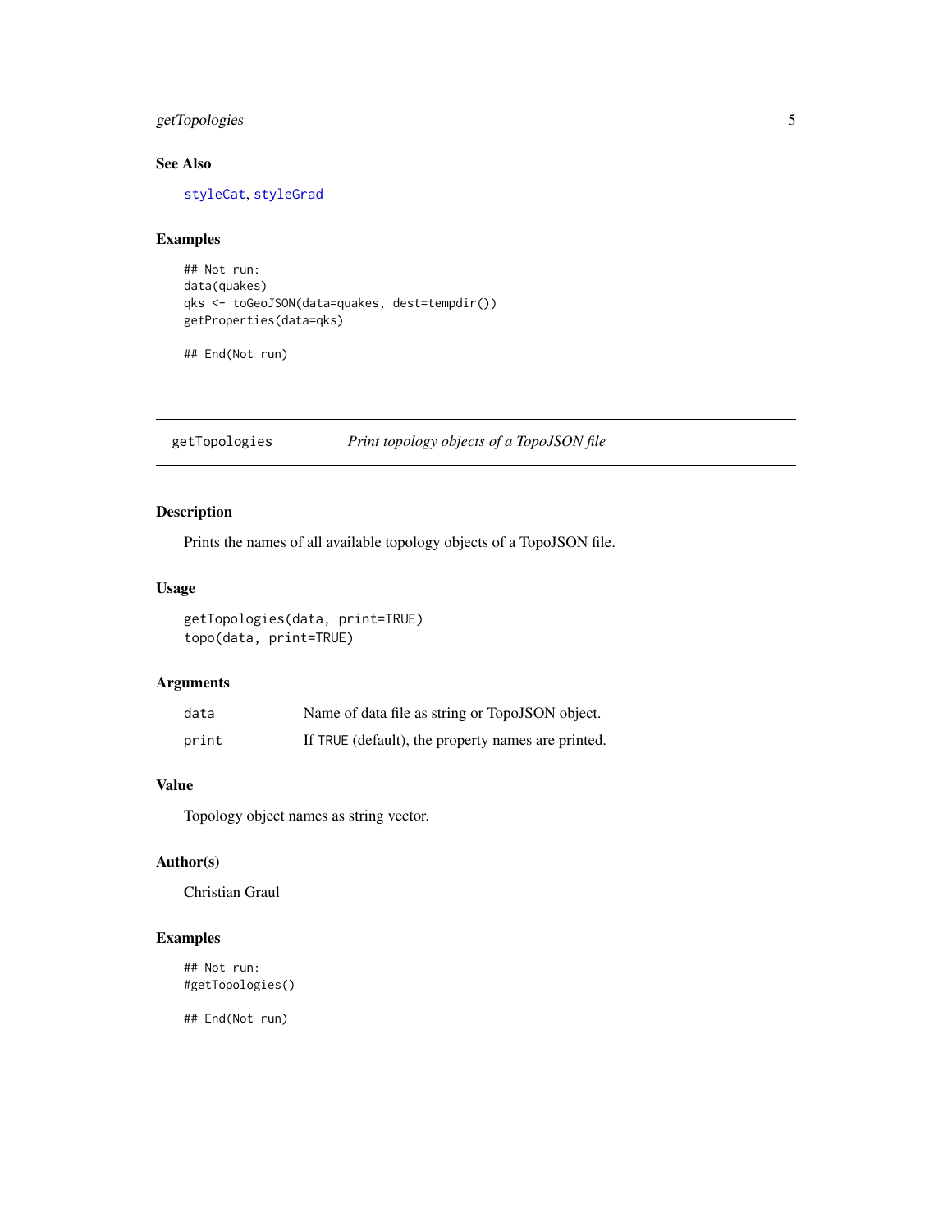## See Also

styleCat, styleGrad

## Examples

```
## Not run:
data(quakes)
qks <- toGeoJSON(data=quakes, dest=tempdir())
getProperties(data=qks)

## End(Not run)
```

---

getTopologies &nbsp;&nbsp;&nbsp;&nbsp; *Print topology objects of a TopoJSON file*

---

## Description

Prints the names of all available topology objects of a TopoJSON file.

## Usage

```
getTopologies(data, print=TRUE)
topo(data, print=TRUE)
```

## Arguments

| | |
|---|---|
| data | Name of data file as string or TopoJSON object. |
| print | If TRUE (default), the property names are printed. |

## Value

Topology object names as string vector.

## Author(s)

Christian Graul

## Examples

```
## Not run:
#getTopologies()

## End(Not run)
```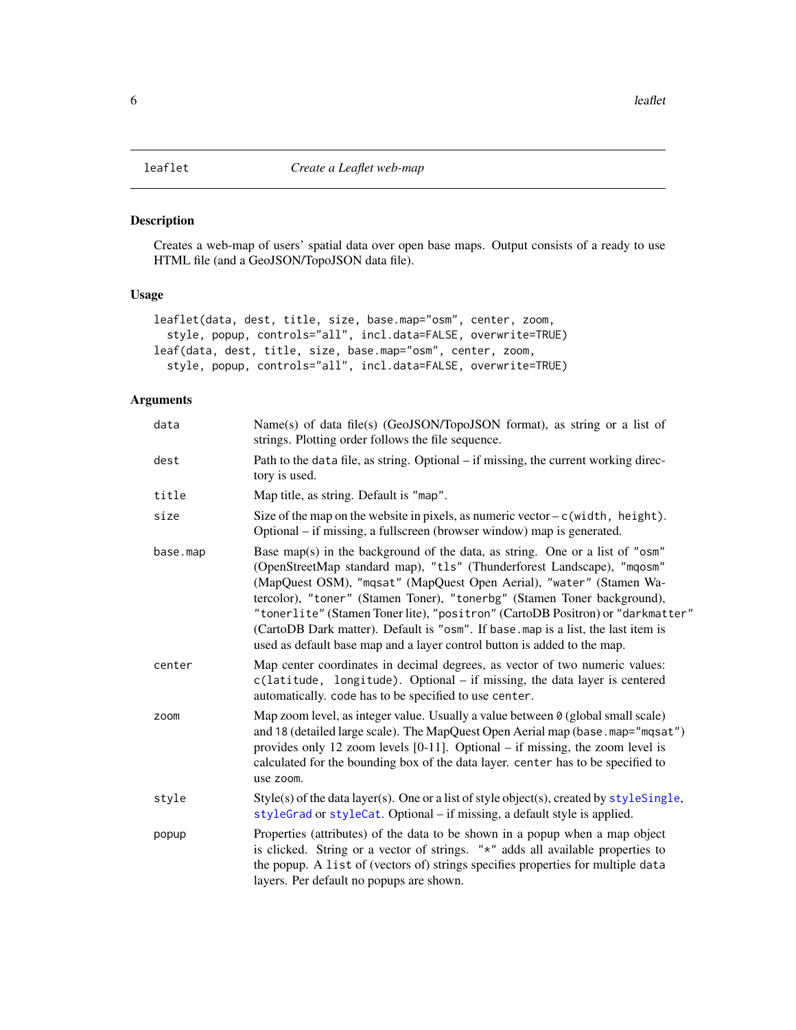# leaflet — *Create a Leaflet web-map*

## Description

Creates a web-map of users' spatial data over open base maps. Output consists of a ready to use HTML file (and a GeoJSON/TopoJSON data file).

## Usage

```
leaflet(data, dest, title, size, base.map="osm", center, zoom,
  style, popup, controls="all", incl.data=FALSE, overwrite=TRUE)
leaf(data, dest, title, size, base.map="osm", center, zoom,
  style, popup, controls="all", incl.data=FALSE, overwrite=TRUE)
```

## Arguments

| | |
|---|---|
| `data` | Name(s) of data file(s) (GeoJSON/TopoJSON format), as string or a list of strings. Plotting order follows the file sequence. |
| `dest` | Path to the `data` file, as string. Optional – if missing, the current working directory is used. |
| `title` | Map title, as string. Default is `"map"`. |
| `size` | Size of the map on the website in pixels, as numeric vector – `c(width, height)`. Optional – if missing, a fullscreen (browser window) map is generated. |
| `base.map` | Base map(s) in the background of the data, as string. One or a list of `"osm"` (OpenStreetMap standard map), `"tls"` (Thunderforest Landscape), `"mqosm"` (MapQuest OSM), `"mqsat"` (MapQuest Open Aerial), `"water"` (Stamen Watercolor), `"toner"` (Stamen Toner), `"tonerbg"` (Stamen Toner background), `"tonerlite"` (Stamen Toner lite), `"positron"` (CartoDB Positron) or `"darkmatter"` (CartoDB Dark matter). Default is `"osm"`. If `base.map` is a list, the last item is used as default base map and a layer control button is added to the map. |
| `center` | Map center coordinates in decimal degrees, as vector of two numeric values: `c(latitude, longitude)`. Optional – if missing, the data layer is centered automatically. `code` has to be specified to use `center`. |
| `zoom` | Map zoom level, as integer value. Usually a value between `0` (global small scale) and `18` (detailed large scale). The MapQuest Open Aerial map (`base.map="mqsat"`) provides only 12 zoom levels [0-11]. Optional – if missing, the zoom level is calculated for the bounding box of the data layer. `center` has to be specified to use `zoom`. |
| `style` | Style(s) of the data layer(s). One or a list of style object(s), created by `styleSingle`, `styleGrad` or `styleCat`. Optional – if missing, a default style is applied. |
| `popup` | Properties (attributes) of the data to be shown in a popup when a map object is clicked. String or a vector of strings. `"*"` adds all available properties to the popup. A `list` of (vectors of) strings specifies properties for multiple `data` layers. Per default no popups are shown. |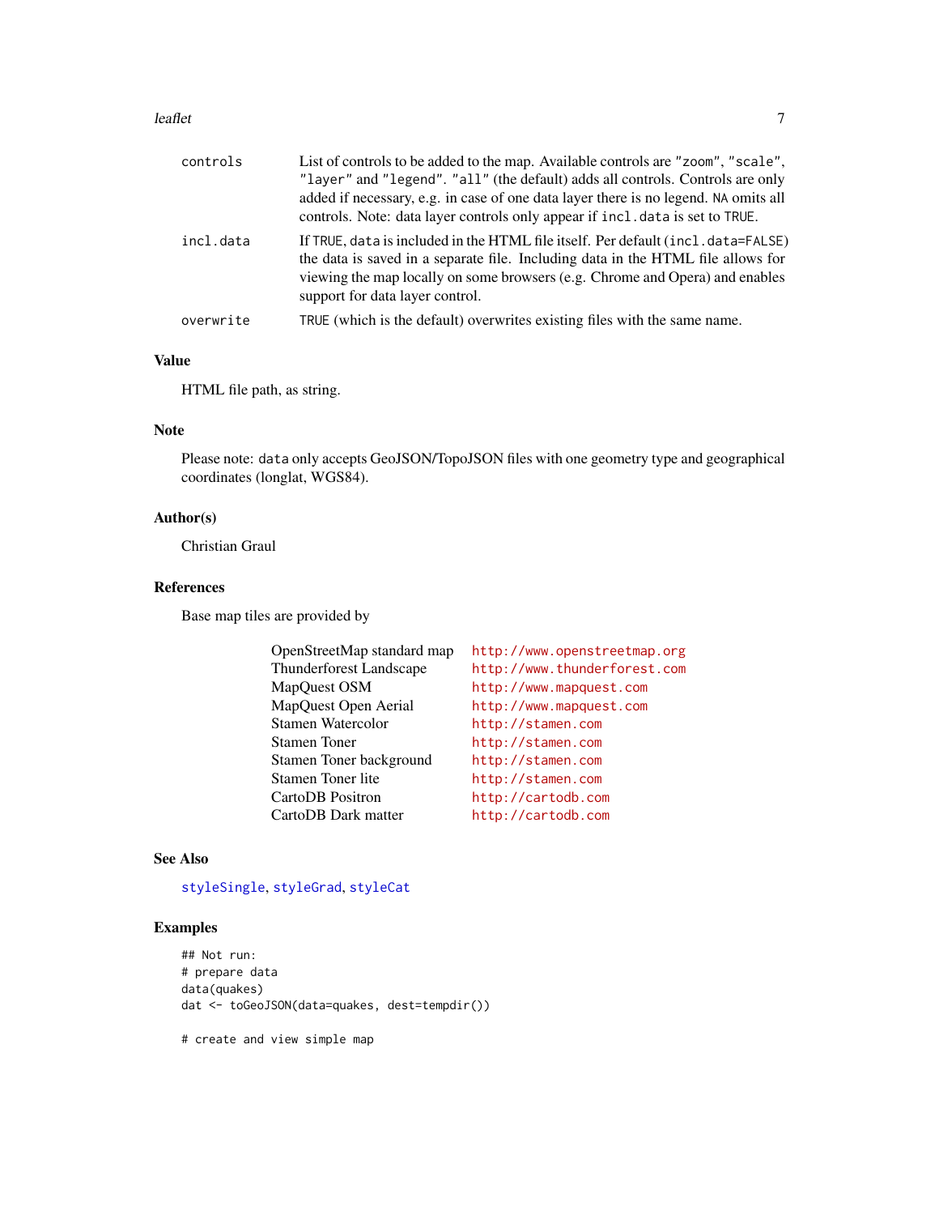| | |
|---|---|
| controls | List of controls to be added to the map. Available controls are `"zoom"`, `"scale"`, `"layer"` and `"legend"`. `"all"` (the default) adds all controls. Controls are only added if necessary, e.g. in case of one data layer there is no legend. `NA` omits all controls. Note: data layer controls only appear if `incl.data` is set to `TRUE`. |
| incl.data | If `TRUE`, `data` is included in the HTML file itself. Per default (`incl.data=FALSE`) the data is saved in a separate file. Including data in the HTML file allows for viewing the map locally on some browsers (e.g. Chrome and Opera) and enables support for data layer control. |
| overwrite | `TRUE` (which is the default) overwrites existing files with the same name. |

### Value

HTML file path, as string.

### Note

Please note: `data` only accepts GeoJSON/TopoJSON files with one geometry type and geographical coordinates (longlat, WGS84).

### Author(s)

Christian Graul

### References

Base map tiles are provided by

| | |
|---|---|
| OpenStreetMap standard map | http://www.openstreetmap.org |
| Thunderforest Landscape | http://www.thunderforest.com |
| MapQuest OSM | http://www.mapquest.com |
| MapQuest Open Aerial | http://www.mapquest.com |
| Stamen Watercolor | http://stamen.com |
| Stamen Toner | http://stamen.com |
| Stamen Toner background | http://stamen.com |
| Stamen Toner lite | http://stamen.com |
| CartoDB Positron | http://cartodb.com |
| CartoDB Dark matter | http://cartodb.com |

### See Also

styleSingle, styleGrad, styleCat

### Examples

```
## Not run:
# prepare data
data(quakes)
dat <- toGeoJSON(data=quakes, dest=tempdir())

# create and view simple map
```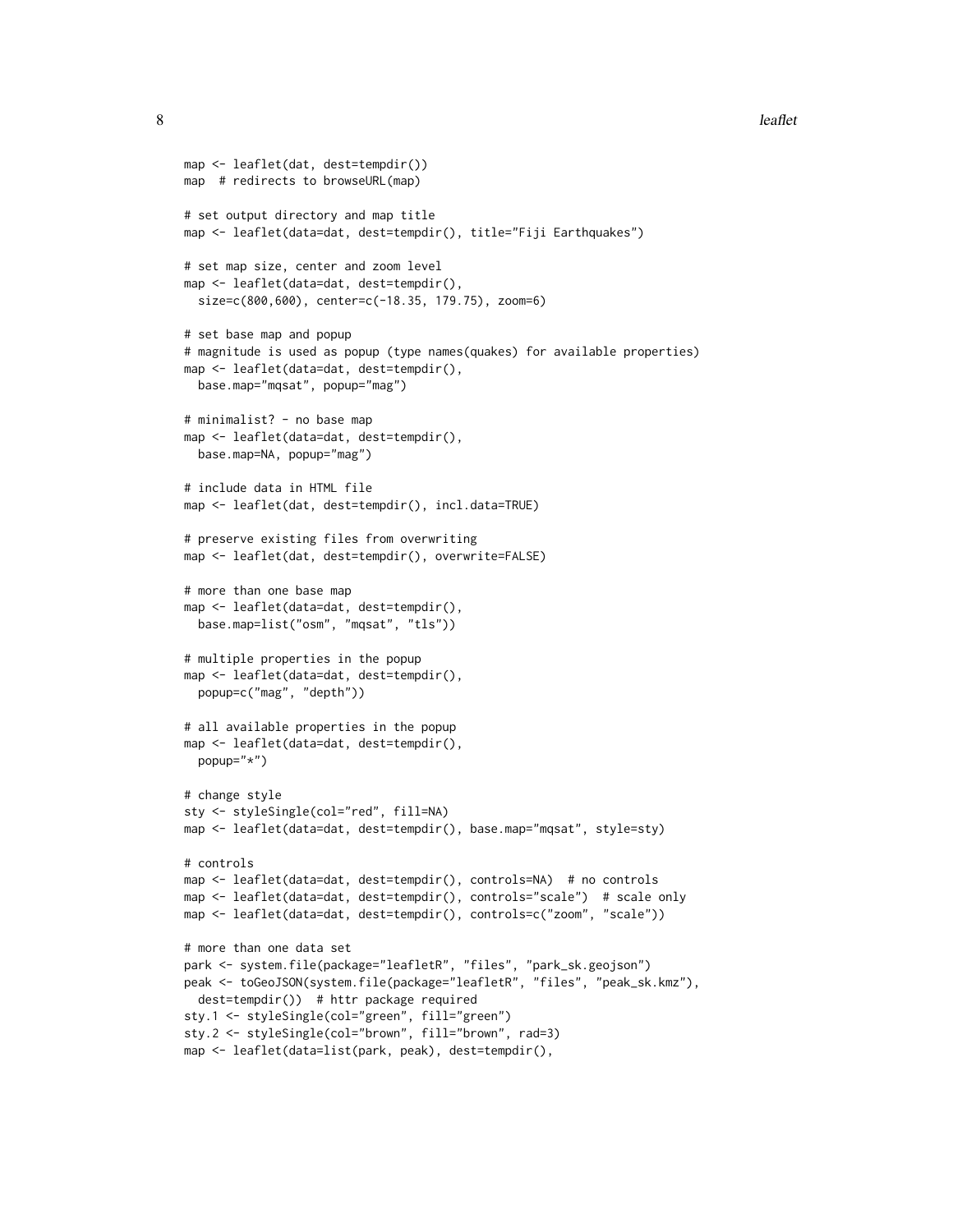```
map <- leaflet(dat, dest=tempdir())
map  # redirects to browseURL(map)

# set output directory and map title
map <- leaflet(data=dat, dest=tempdir(), title="Fiji Earthquakes")

# set map size, center and zoom level
map <- leaflet(data=dat, dest=tempdir(),
  size=c(800,600), center=c(-18.35, 179.75), zoom=6)

# set base map and popup
# magnitude is used as popup (type names(quakes) for available properties)
map <- leaflet(data=dat, dest=tempdir(),
  base.map="mqsat", popup="mag")

# minimalist? - no base map
map <- leaflet(data=dat, dest=tempdir(),
  base.map=NA, popup="mag")

# include data in HTML file
map <- leaflet(dat, dest=tempdir(), incl.data=TRUE)

# preserve existing files from overwriting
map <- leaflet(dat, dest=tempdir(), overwrite=FALSE)

# more than one base map
map <- leaflet(data=dat, dest=tempdir(),
  base.map=list("osm", "mqsat", "tls"))

# multiple properties in the popup
map <- leaflet(data=dat, dest=tempdir(),
  popup=c("mag", "depth"))

# all available properties in the popup
map <- leaflet(data=dat, dest=tempdir(),
  popup="*")

# change style
sty <- styleSingle(col="red", fill=NA)
map <- leaflet(data=dat, dest=tempdir(), base.map="mqsat", style=sty)

# controls
map <- leaflet(data=dat, dest=tempdir(), controls=NA)  # no controls
map <- leaflet(data=dat, dest=tempdir(), controls="scale")  # scale only
map <- leaflet(data=dat, dest=tempdir(), controls=c("zoom", "scale"))

# more than one data set
park <- system.file(package="leafletR", "files", "park_sk.geojson")
peak <- toGeoJSON(system.file(package="leafletR", "files", "peak_sk.kmz"),
  dest=tempdir())  # httr package required
sty.1 <- styleSingle(col="green", fill="green")
sty.2 <- styleSingle(col="brown", fill="brown", rad=3)
map <- leaflet(data=list(park, peak), dest=tempdir(),
```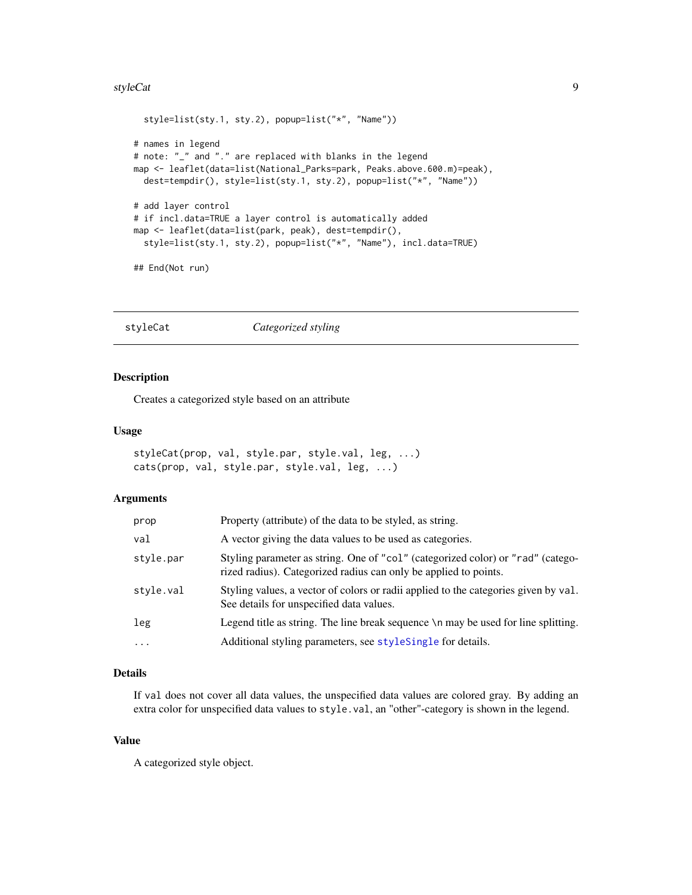```
  style=list(sty.1, sty.2), popup=list("*", "Name"))

# names in legend
# note: "_" and "." are replaced with blanks in the legend
map <- leaflet(data=list(National_Parks=park, Peaks.above.600.m)=peak),
  dest=tempdir(), style=list(sty.1, sty.2), popup=list("*", "Name"))

# add layer control
# if incl.data=TRUE a layer control is automatically added
map <- leaflet(data=list(park, peak), dest=tempdir(),
  style=list(sty.1, sty.2), popup=list("*", "Name"), incl.data=TRUE)

## End(Not run)
```

---

## styleCat — *Categorized styling*

### Description

Creates a categorized style based on an attribute

### Usage

```
styleCat(prop, val, style.par, style.val, leg, ...)
cats(prop, val, style.par, style.val, leg, ...)
```

### Arguments

| Argument | Description |
|---|---|
| `prop` | Property (attribute) of the data to be styled, as string. |
| `val` | A vector giving the data values to be used as categories. |
| `style.par` | Styling parameter as string. One of `"col"` (categorized color) or `"rad"` (categorized radius). Categorized radius can only be applied to points. |
| `style.val` | Styling values, a vector of colors or radii applied to the categories given by `val`. See details for unspecified data values. |
| `leg` | Legend title as string. The line break sequence `\n` may be used for line splitting. |
| `...` | Additional styling parameters, see `styleSingle` for details. |

### Details

If `val` does not cover all data values, the unspecified data values are colored gray. By adding an extra color for unspecified data values to `style.val`, an "other"-category is shown in the legend.

### Value

A categorized style object.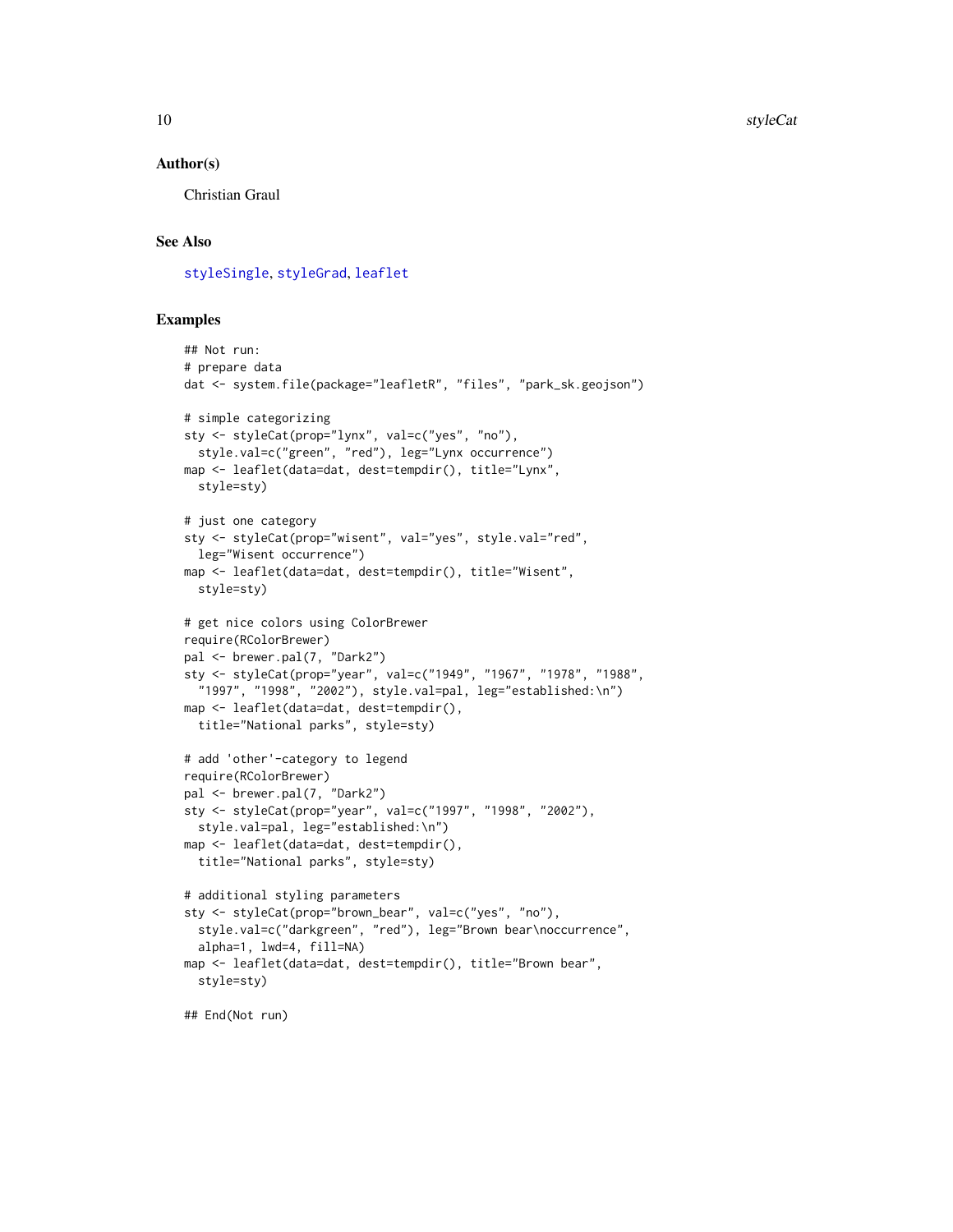### Author(s)

Christian Graul

### See Also

styleSingle, styleGrad, leaflet

### Examples

```
## Not run:
# prepare data
dat <- system.file(package="leafletR", "files", "park_sk.geojson")

# simple categorizing
sty <- styleCat(prop="lynx", val=c("yes", "no"),
  style.val=c("green", "red"), leg="Lynx occurrence")
map <- leaflet(data=dat, dest=tempdir(), title="Lynx",
  style=sty)

# just one category
sty <- styleCat(prop="wisent", val="yes", style.val="red",
  leg="Wisent occurrence")
map <- leaflet(data=dat, dest=tempdir(), title="Wisent",
  style=sty)

# get nice colors using ColorBrewer
require(RColorBrewer)
pal <- brewer.pal(7, "Dark2")
sty <- styleCat(prop="year", val=c("1949", "1967", "1978", "1988",
  "1997", "1998", "2002"), style.val=pal, leg="established:\n")
map <- leaflet(data=dat, dest=tempdir(),
  title="National parks", style=sty)

# add 'other'-category to legend
require(RColorBrewer)
pal <- brewer.pal(7, "Dark2")
sty <- styleCat(prop="year", val=c("1997", "1998", "2002"),
  style.val=pal, leg="established:\n")
map <- leaflet(data=dat, dest=tempdir(),
  title="National parks", style=sty)

# additional styling parameters
sty <- styleCat(prop="brown_bear", val=c("yes", "no"),
  style.val=c("darkgreen", "red"), leg="Brown bear\noccurrence",
  alpha=1, lwd=4, fill=NA)
map <- leaflet(data=dat, dest=tempdir(), title="Brown bear",
  style=sty)

## End(Not run)
```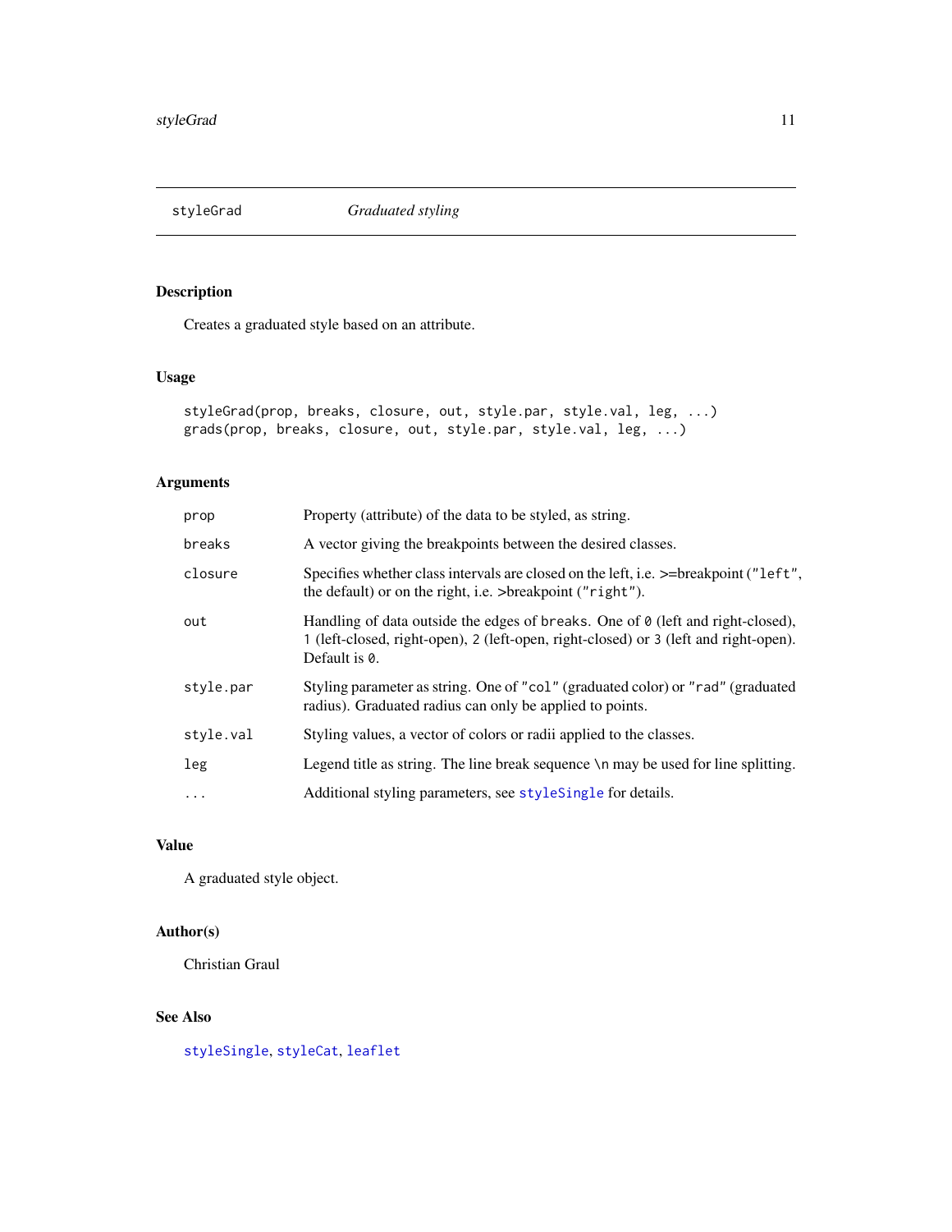## styleGrad — *Graduated styling*

### Description

Creates a graduated style based on an attribute.

### Usage

```
styleGrad(prop, breaks, closure, out, style.par, style.val, leg, ...)
grads(prop, breaks, closure, out, style.par, style.val, leg, ...)
```

### Arguments

| | |
|---|---|
| `prop` | Property (attribute) of the data to be styled, as string. |
| `breaks` | A vector giving the breakpoints between the desired classes. |
| `closure` | Specifies whether class intervals are closed on the left, i.e. >=breakpoint (`"left"`, the default) or on the right, i.e. >breakpoint (`"right"`). |
| `out` | Handling of data outside the edges of `breaks`. One of `0` (left and right-closed), `1` (left-closed, right-open), `2` (left-open, right-closed) or `3` (left and right-open). Default is `0`. |
| `style.par` | Styling parameter as string. One of `"col"` (graduated color) or `"rad"` (graduated radius). Graduated radius can only be applied to points. |
| `style.val` | Styling values, a vector of colors or radii applied to the classes. |
| `leg` | Legend title as string. The line break sequence `\n` may be used for line splitting. |
| `...` | Additional styling parameters, see `styleSingle` for details. |

### Value

A graduated style object.

### Author(s)

Christian Graul

### See Also

`styleSingle`, `styleCat`, `leaflet`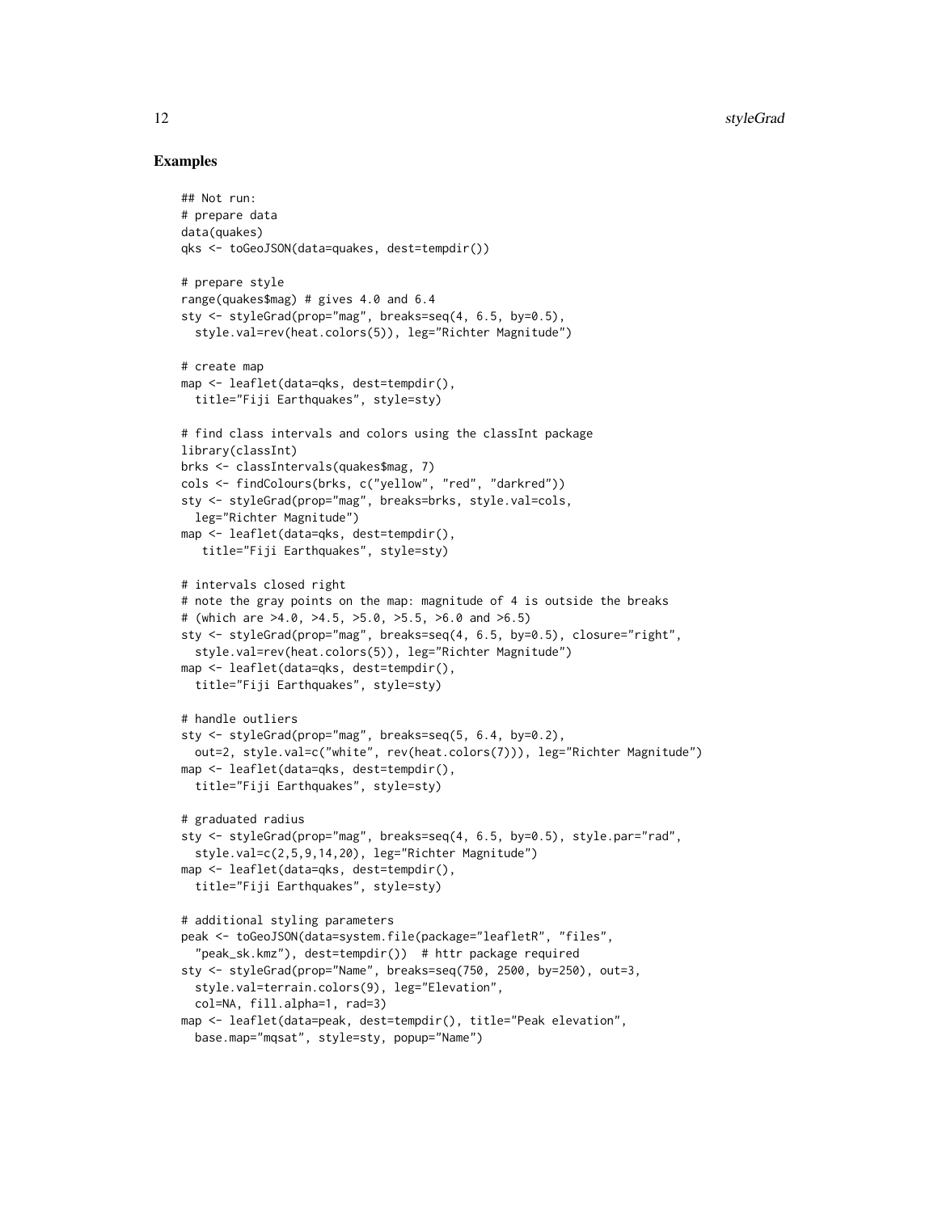## Examples

```
## Not run:
# prepare data
data(quakes)
qks <- toGeoJSON(data=quakes, dest=tempdir())

# prepare style
range(quakes$mag) # gives 4.0 and 6.4
sty <- styleGrad(prop="mag", breaks=seq(4, 6.5, by=0.5),
  style.val=rev(heat.colors(5)), leg="Richter Magnitude")

# create map
map <- leaflet(data=qks, dest=tempdir(),
  title="Fiji Earthquakes", style=sty)

# find class intervals and colors using the classInt package
library(classInt)
brks <- classIntervals(quakes$mag, 7)
cols <- findColours(brks, c("yellow", "red", "darkred"))
sty <- styleGrad(prop="mag", breaks=brks, style.val=cols,
  leg="Richter Magnitude")
map <- leaflet(data=qks, dest=tempdir(),
   title="Fiji Earthquakes", style=sty)

# intervals closed right
# note the gray points on the map: magnitude of 4 is outside the breaks
# (which are >4.0, >4.5, >5.0, >5.5, >6.0 and >6.5)
sty <- styleGrad(prop="mag", breaks=seq(4, 6.5, by=0.5), closure="right",
  style.val=rev(heat.colors(5)), leg="Richter Magnitude")
map <- leaflet(data=qks, dest=tempdir(),
  title="Fiji Earthquakes", style=sty)

# handle outliers
sty <- styleGrad(prop="mag", breaks=seq(5, 6.4, by=0.2),
  out=2, style.val=c("white", rev(heat.colors(7))), leg="Richter Magnitude")
map <- leaflet(data=qks, dest=tempdir(),
  title="Fiji Earthquakes", style=sty)

# graduated radius
sty <- styleGrad(prop="mag", breaks=seq(4, 6.5, by=0.5), style.par="rad",
  style.val=c(2,5,9,14,20), leg="Richter Magnitude")
map <- leaflet(data=qks, dest=tempdir(),
  title="Fiji Earthquakes", style=sty)

# additional styling parameters
peak <- toGeoJSON(data=system.file(package="leafletR", "files",
  "peak_sk.kmz"), dest=tempdir())  # httr package required
sty <- styleGrad(prop="Name", breaks=seq(750, 2500, by=250), out=3,
  style.val=terrain.colors(9), leg="Elevation",
  col=NA, fill.alpha=1, rad=3)
map <- leaflet(data=peak, dest=tempdir(), title="Peak elevation",
  base.map="mqsat", style=sty, popup="Name")
```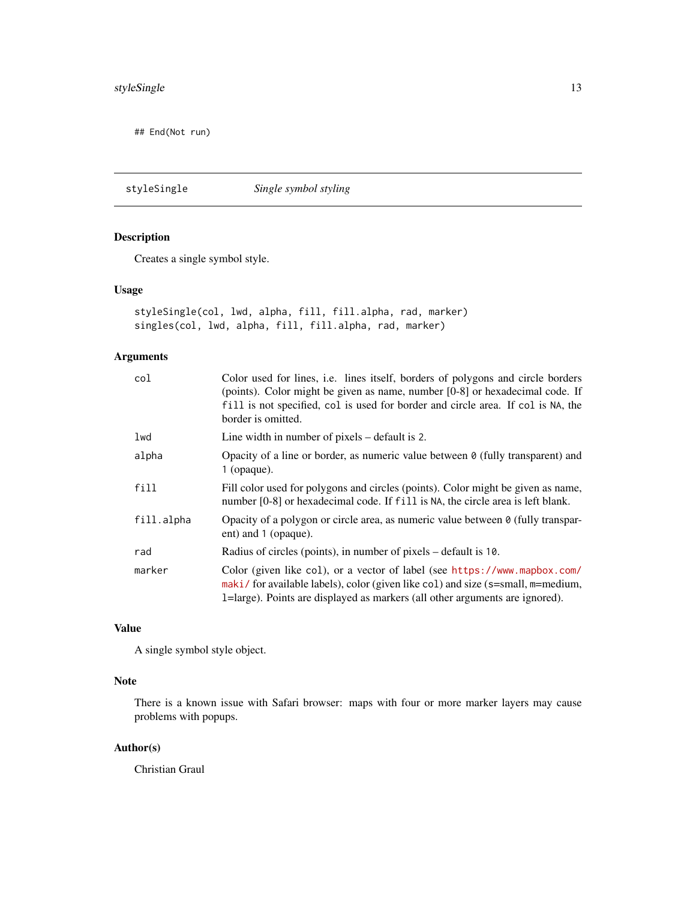```
## End(Not run)
```

---

**styleSingle** — *Single symbol styling*

---

## Description

Creates a single symbol style.

## Usage

```
styleSingle(col, lwd, alpha, fill, fill.alpha, rad, marker)
singles(col, lwd, alpha, fill, fill.alpha, rad, marker)
```

## Arguments

| | |
|---|---|
| `col` | Color used for lines, i.e. lines itself, borders of polygons and circle borders (points). Color might be given as name, number [0-8] or hexadecimal code. If `fill` is not specified, `col` is used for border and circle area. If `col` is `NA`, the border is omitted. |
| `lwd` | Line width in number of pixels – default is `2`. |
| `alpha` | Opacity of a line or border, as numeric value between `0` (fully transparent) and `1` (opaque). |
| `fill` | Fill color used for polygons and circles (points). Color might be given as name, number [0-8] or hexadecimal code. If `fill` is `NA`, the circle area is left blank. |
| `fill.alpha` | Opacity of a polygon or circle area, as numeric value between `0` (fully transparent) and `1` (opaque). |
| `rad` | Radius of circles (points), in number of pixels – default is `10`. |
| `marker` | Color (given like `col`), or a vector of label (see https://www.mapbox.com/maki/ for available labels), color (given like `col`) and size (s=small, m=medium, l=large). Points are displayed as markers (all other arguments are ignored). |

## Value

A single symbol style object.

## Note

There is a known issue with Safari browser: maps with four or more marker layers may cause problems with popups.

## Author(s)

Christian Graul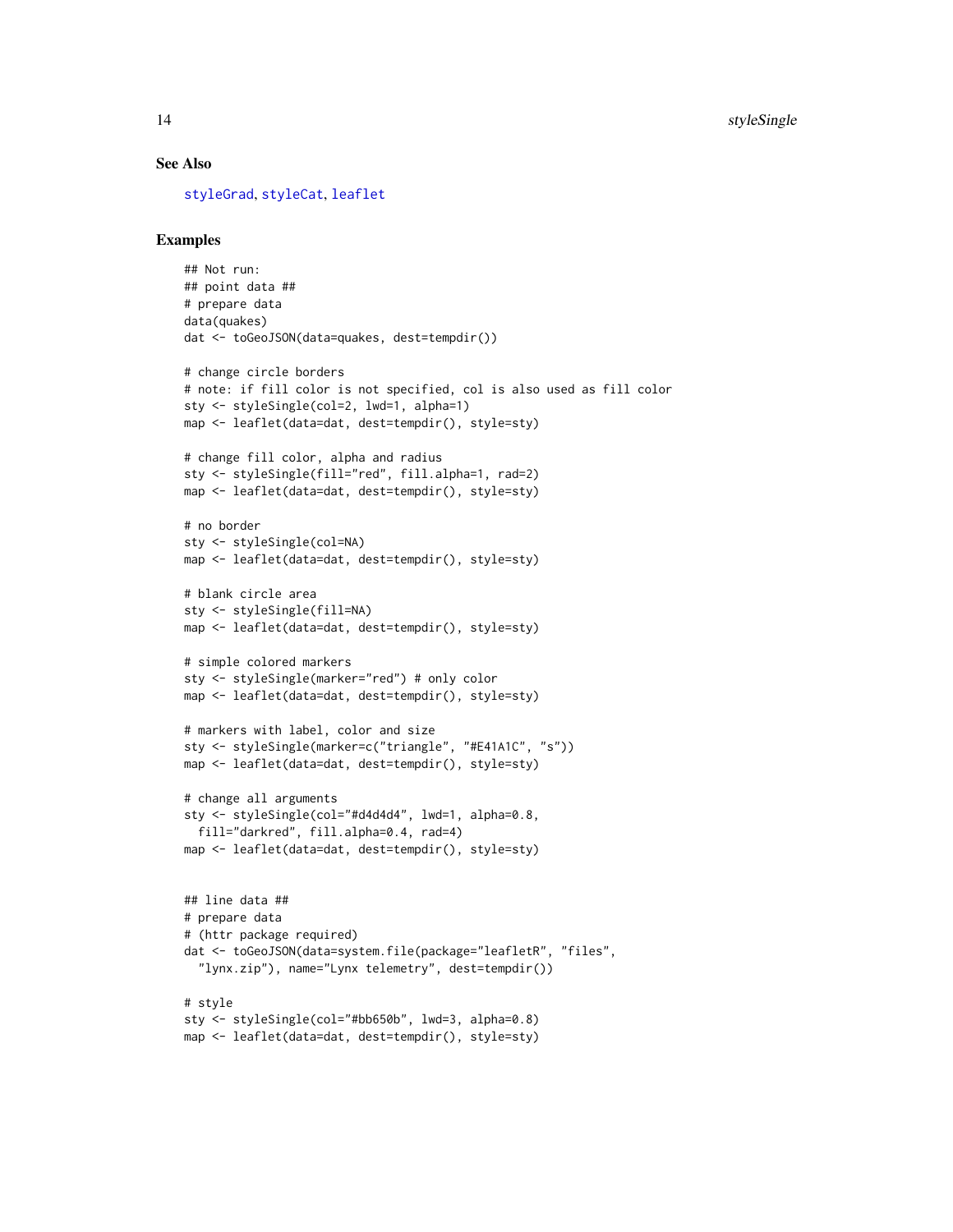### See Also

styleGrad, styleCat, leaflet

### Examples

```
## Not run:
## point data ##
# prepare data
data(quakes)
dat <- toGeoJSON(data=quakes, dest=tempdir())

# change circle borders
# note: if fill color is not specified, col is also used as fill color
sty <- styleSingle(col=2, lwd=1, alpha=1)
map <- leaflet(data=dat, dest=tempdir(), style=sty)

# change fill color, alpha and radius
sty <- styleSingle(fill="red", fill.alpha=1, rad=2)
map <- leaflet(data=dat, dest=tempdir(), style=sty)

# no border
sty <- styleSingle(col=NA)
map <- leaflet(data=dat, dest=tempdir(), style=sty)

# blank circle area
sty <- styleSingle(fill=NA)
map <- leaflet(data=dat, dest=tempdir(), style=sty)

# simple colored markers
sty <- styleSingle(marker="red") # only color
map <- leaflet(data=dat, dest=tempdir(), style=sty)

# markers with label, color and size
sty <- styleSingle(marker=c("triangle", "#E41A1C", "s"))
map <- leaflet(data=dat, dest=tempdir(), style=sty)

# change all arguments
sty <- styleSingle(col="#d4d4d4", lwd=1, alpha=0.8,
  fill="darkred", fill.alpha=0.4, rad=4)
map <- leaflet(data=dat, dest=tempdir(), style=sty)


## line data ##
# prepare data
# (httr package required)
dat <- toGeoJSON(data=system.file(package="leafletR", "files",
  "lynx.zip"), name="Lynx telemetry", dest=tempdir())

# style
sty <- styleSingle(col="#bb650b", lwd=3, alpha=0.8)
map <- leaflet(data=dat, dest=tempdir(), style=sty)
```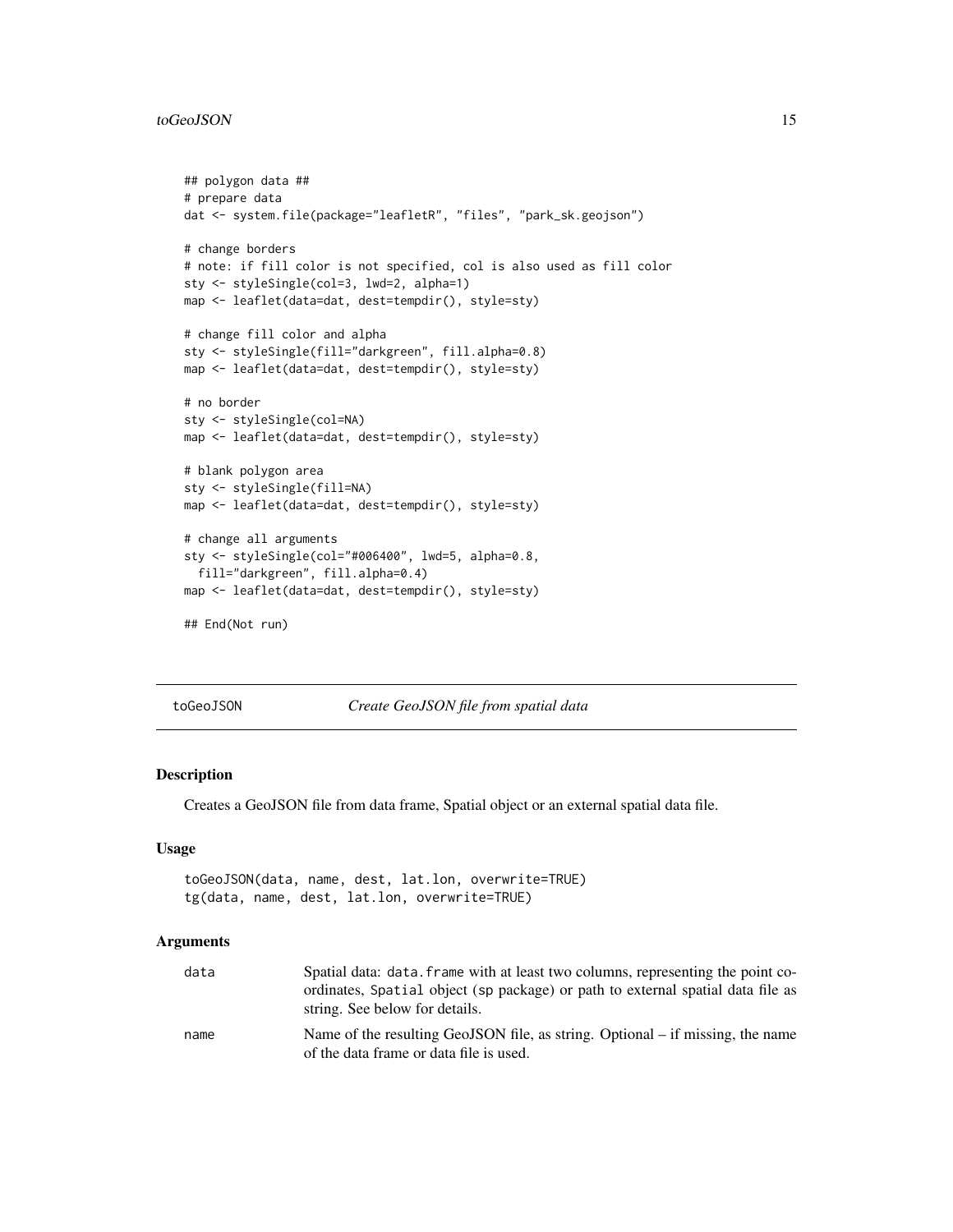```
## polygon data ##
# prepare data
dat <- system.file(package="leafletR", "files", "park_sk.geojson")

# change borders
# note: if fill color is not specified, col is also used as fill color
sty <- styleSingle(col=3, lwd=2, alpha=1)
map <- leaflet(data=dat, dest=tempdir(), style=sty)

# change fill color and alpha
sty <- styleSingle(fill="darkgreen", fill.alpha=0.8)
map <- leaflet(data=dat, dest=tempdir(), style=sty)

# no border
sty <- styleSingle(col=NA)
map <- leaflet(data=dat, dest=tempdir(), style=sty)

# blank polygon area
sty <- styleSingle(fill=NA)
map <- leaflet(data=dat, dest=tempdir(), style=sty)

# change all arguments
sty <- styleSingle(col="#006400", lwd=5, alpha=0.8,
  fill="darkgreen", fill.alpha=0.4)
map <- leaflet(data=dat, dest=tempdir(), style=sty)

## End(Not run)
```

## toGeoJSON *Create GeoJSON file from spatial data*

### Description

Creates a GeoJSON file from data frame, Spatial object or an external spatial data file.

### Usage

```
toGeoJSON(data, name, dest, lat.lon, overwrite=TRUE)
tg(data, name, dest, lat.lon, overwrite=TRUE)
```

### Arguments

| | |
|---|---|
| data | Spatial data: data.frame with at least two columns, representing the point coordinates, Spatial object (sp package) or path to external spatial data file as string. See below for details. |
| name | Name of the resulting GeoJSON file, as string. Optional – if missing, the name of the data frame or data file is used. |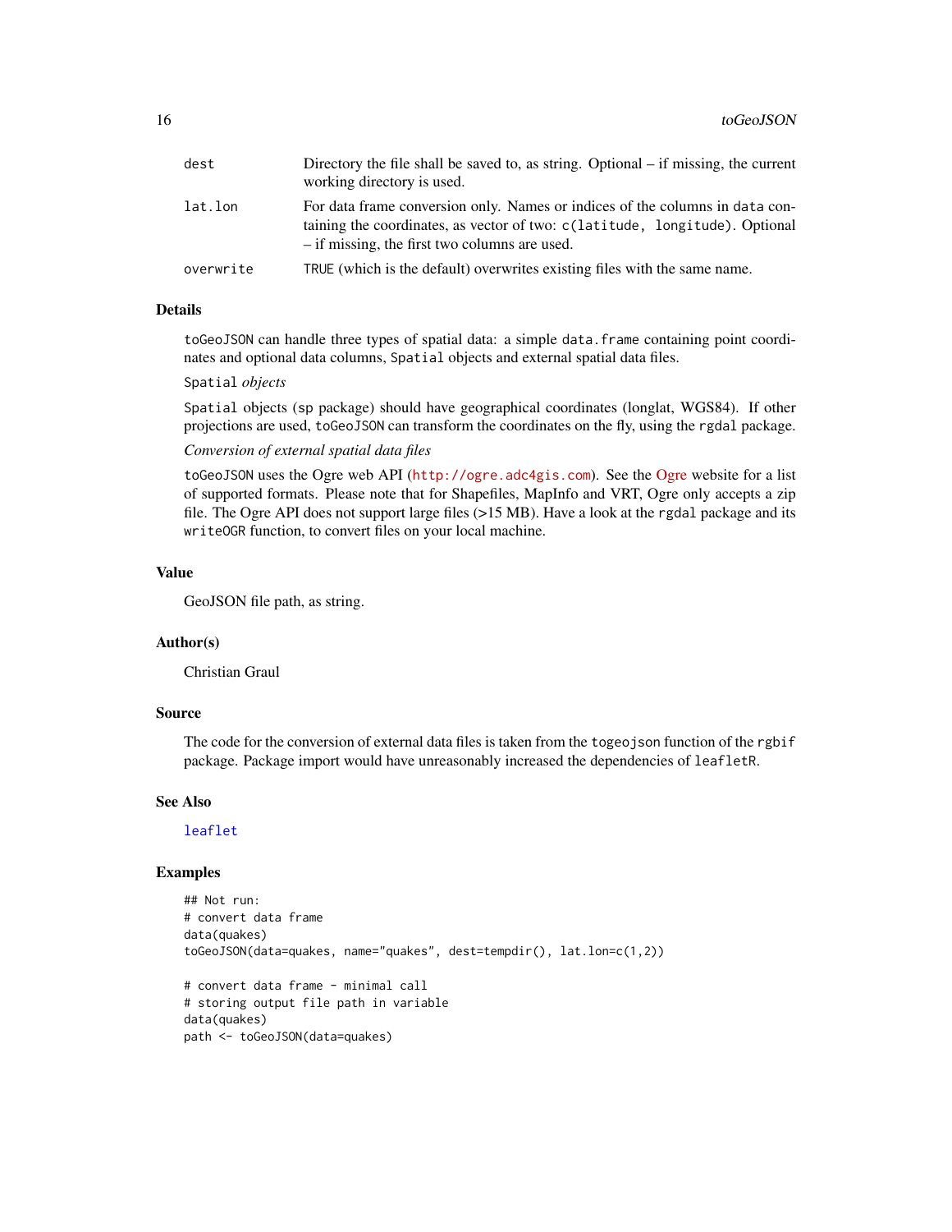| | |
|---|---|
| dest | Directory the file shall be saved to, as string. Optional – if missing, the current working directory is used. |
| lat.lon | For data frame conversion only. Names or indices of the columns in data containing the coordinates, as vector of two: c(latitude, longitude). Optional – if missing, the first two columns are used. |
| overwrite | TRUE (which is the default) overwrites existing files with the same name. |

## Details

toGeoJSON can handle three types of spatial data: a simple data.frame containing point coordinates and optional data columns, Spatial objects and external spatial data files.

Spatial *objects*

Spatial objects (sp package) should have geographical coordinates (longlat, WGS84). If other projections are used, toGeoJSON can transform the coordinates on the fly, using the rgdal package.

*Conversion of external spatial data files*

toGeoJSON uses the Ogre web API (http://ogre.adc4gis.com). See the Ogre website for a list of supported formats. Please note that for Shapefiles, MapInfo and VRT, Ogre only accepts a zip file. The Ogre API does not support large files (>15 MB). Have a look at the rgdal package and its writeOGR function, to convert files on your local machine.

## Value

GeoJSON file path, as string.

## Author(s)

Christian Graul

## Source

The code for the conversion of external data files is taken from the togeojson function of the rgbif package. Package import would have unreasonably increased the dependencies of leafletR.

## See Also

leaflet

## Examples

```
## Not run:
# convert data frame
data(quakes)
toGeoJSON(data=quakes, name="quakes", dest=tempdir(), lat.lon=c(1,2))

# convert data frame - minimal call
# storing output file path in variable
data(quakes)
path <- toGeoJSON(data=quakes)
```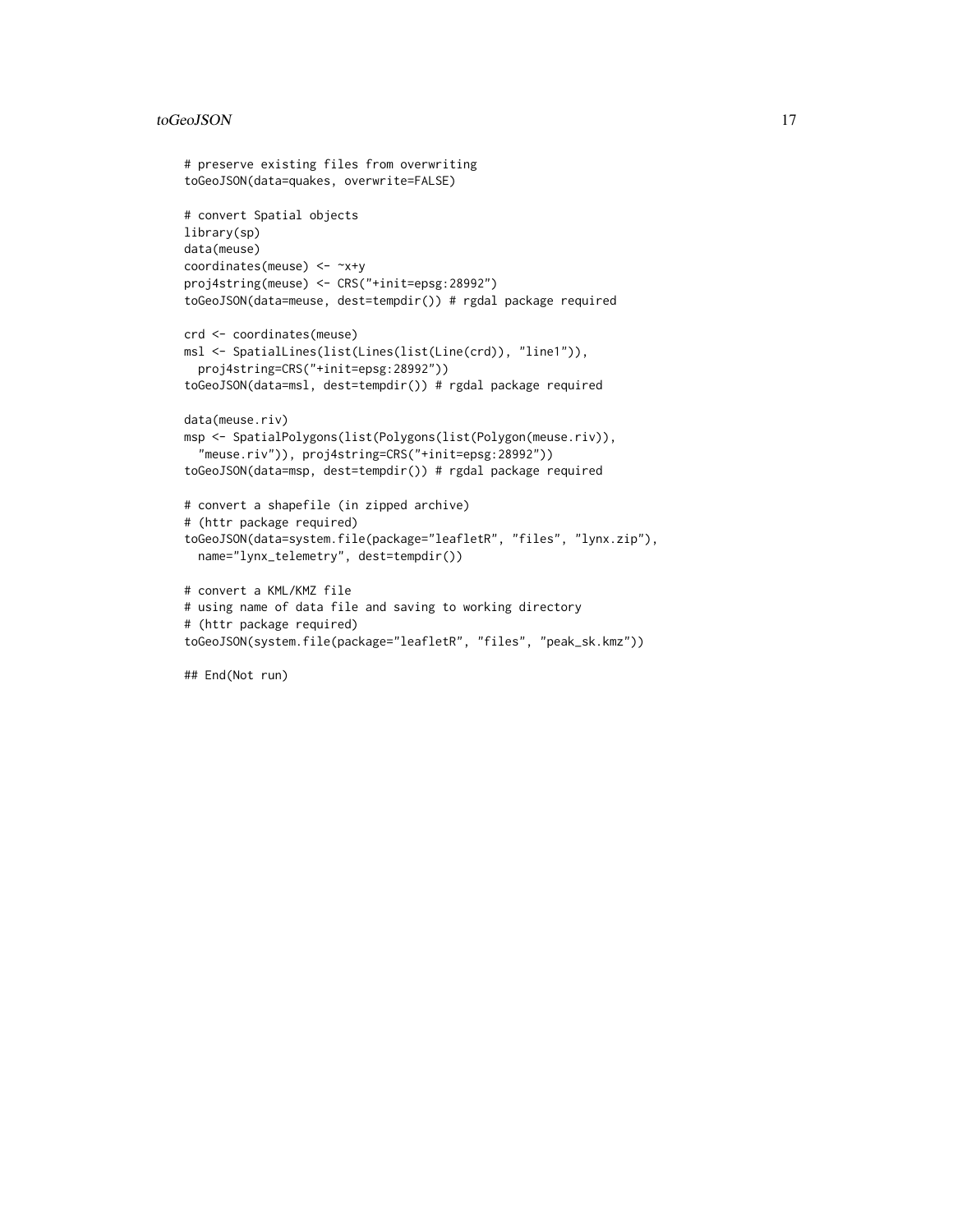```
# preserve existing files from overwriting
toGeoJSON(data=quakes, overwrite=FALSE)

# convert Spatial objects
library(sp)
data(meuse)
coordinates(meuse) <- ~x+y
proj4string(meuse) <- CRS("+init=epsg:28992")
toGeoJSON(data=meuse, dest=tempdir()) # rgdal package required

crd <- coordinates(meuse)
msl <- SpatialLines(list(Lines(list(Line(crd)), "line1")),
  proj4string=CRS("+init=epsg:28992"))
toGeoJSON(data=msl, dest=tempdir()) # rgdal package required

data(meuse.riv)
msp <- SpatialPolygons(list(Polygons(list(Polygon(meuse.riv)),
  "meuse.riv")), proj4string=CRS("+init=epsg:28992"))
toGeoJSON(data=msp, dest=tempdir()) # rgdal package required

# convert a shapefile (in zipped archive)
# (httr package required)
toGeoJSON(data=system.file(package="leafletR", "files", "lynx.zip"),
  name="lynx_telemetry", dest=tempdir())

# convert a KML/KMZ file
# using name of data file and saving to working directory
# (httr package required)
toGeoJSON(system.file(package="leafletR", "files", "peak_sk.kmz"))

## End(Not run)
```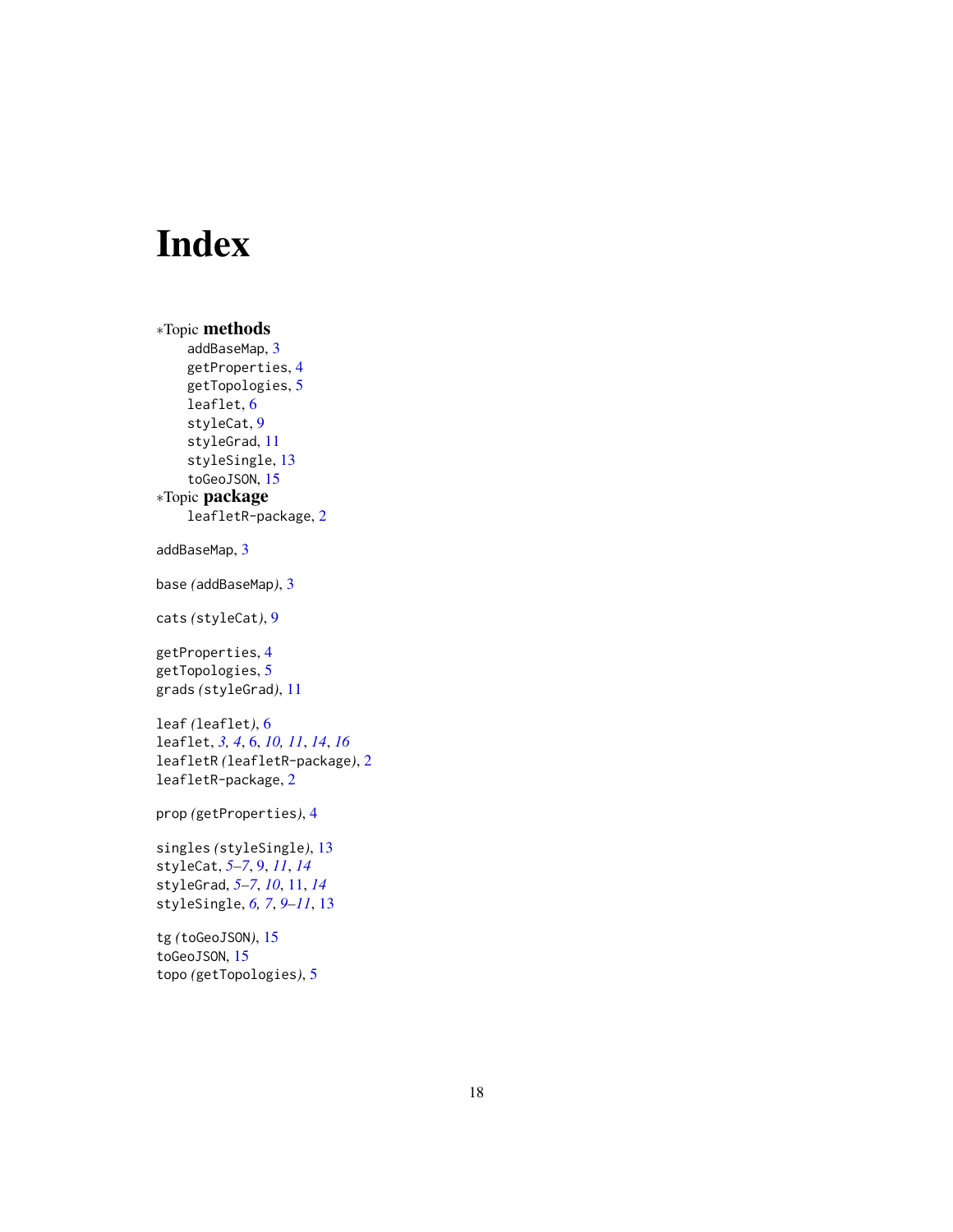# Index

*Topic **methods**
- addBaseMap, 3
- getProperties, 4
- getTopologies, 5
- leaflet, 6
- styleCat, 9
- styleGrad, 11
- styleSingle, 13
- toGeoJSON, 15

*Topic **package**
- leafletR-package, 2

addBaseMap, 3

base (addBaseMap), 3

cats (styleCat), 9

getProperties, 4
getTopologies, 5
grads (styleGrad), 11

leaf (leaflet), 6
leaflet, *3, 4*, 6, *10, 11*, *14*, *16*
leafletR (leafletR-package), 2
leafletR-package, 2

prop (getProperties), 4

singles (styleSingle), 13
styleCat, *5–7*, 9, *11*, *14*
styleGrad, *5–7*, *10*, 11, *14*
styleSingle, *6, 7*, *9–11*, 13

tg (toGeoJSON), 15
toGeoJSON, 15
topo (getTopologies), 5